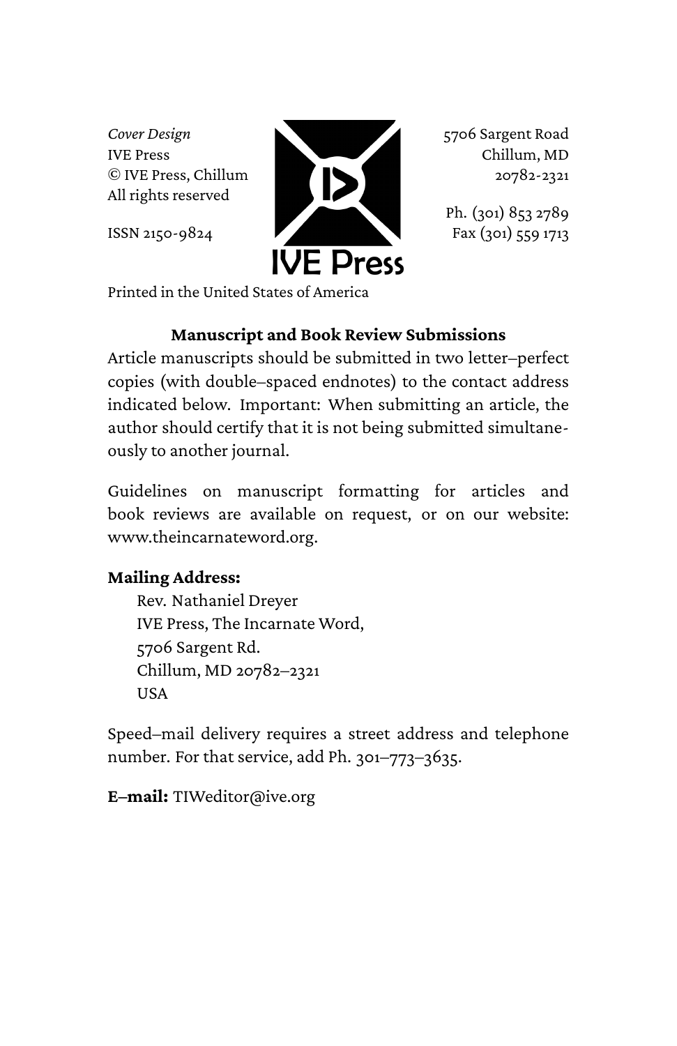*Cover Design*
IVE Press
© IVE Press, Chillum
All rights reserved

ISSN 2150-9824

5706 Sargent Road
Chillum, MD
20782-2321

Ph. (301) 853 2789
Fax (301) 559 1713

IVE Press

Printed in the United States of America

**Manuscript and Book Review Submissions**

Article manuscripts should be submitted in two letter–perfect copies (with double–spaced endnotes) to the contact address indicated below. Important: When submitting an article, the author should certify that it is not being submitted simultaneously to another journal.

Guidelines on manuscript formatting for articles and book reviews are available on request, or on our website: www.theincarnateword.org.

**Mailing Address:**

Rev. Nathaniel Dreyer
IVE Press, The Incarnate Word,
5706 Sargent Rd.
Chillum, MD 20782–2321
USA

Speed–mail delivery requires a street address and telephone number. For that service, add Ph. 301–773–3635.

**E–mail:** TIWeditor@ive.org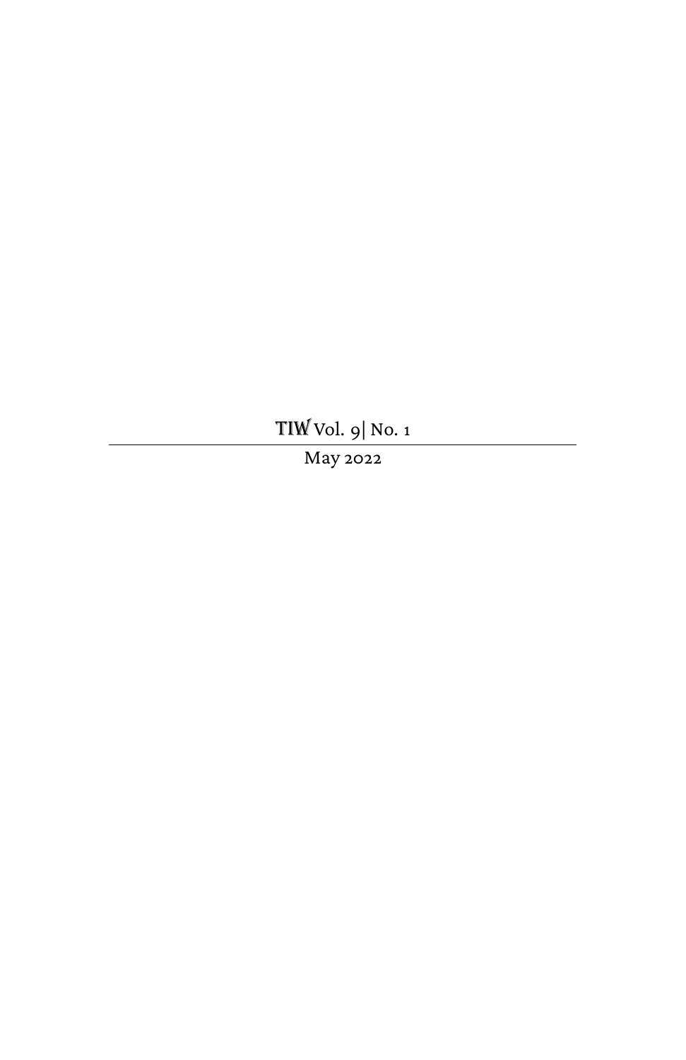TIW Vol. 9| No. 1

---

May 2022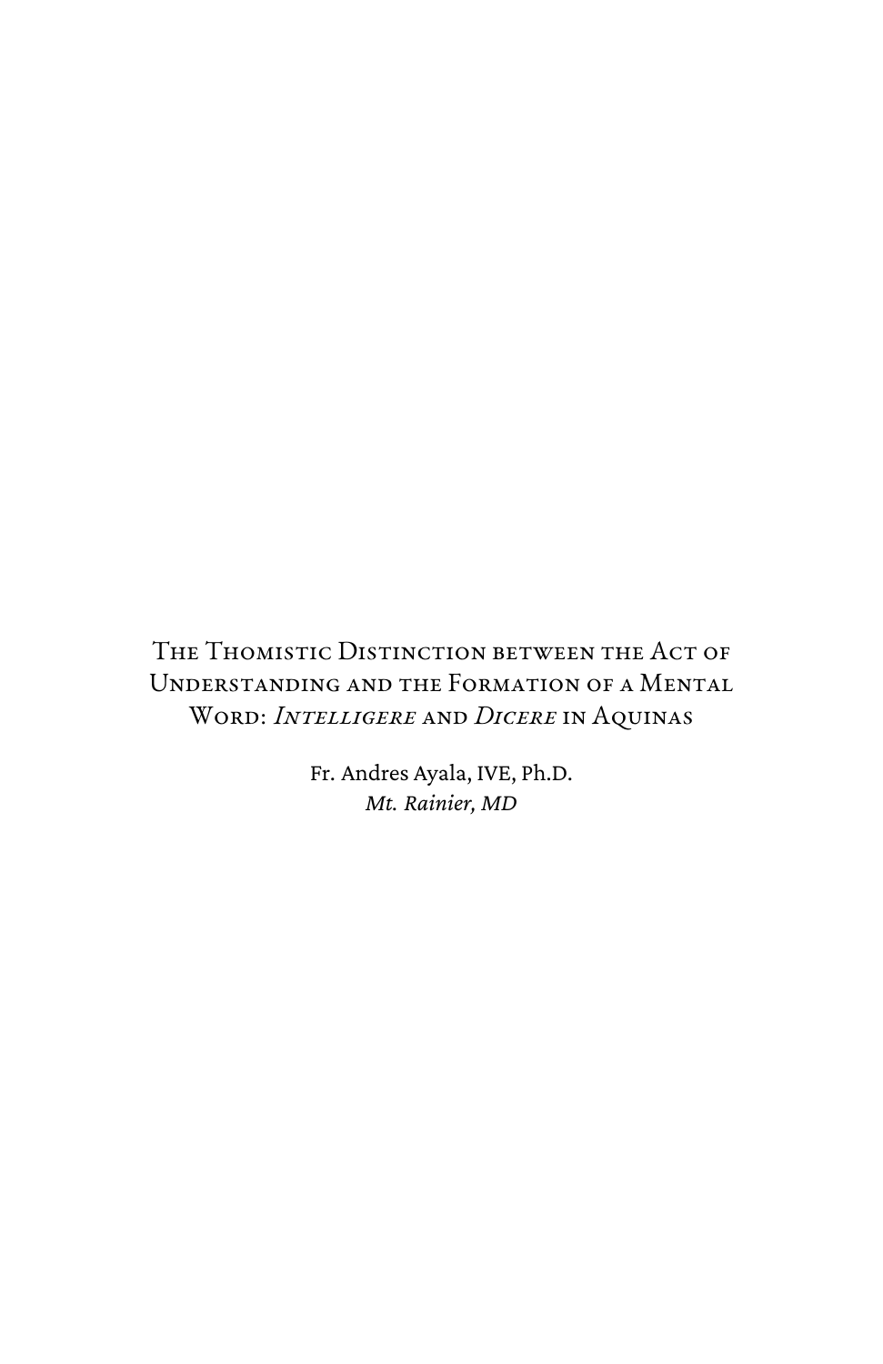# The Thomistic Distinction between the Act of Understanding and the Formation of a Mental Word: *Intelligere* and *Dicere* in Aquinas

Fr. Andres Ayala, IVE, Ph.D.
*Mt. Rainier, MD*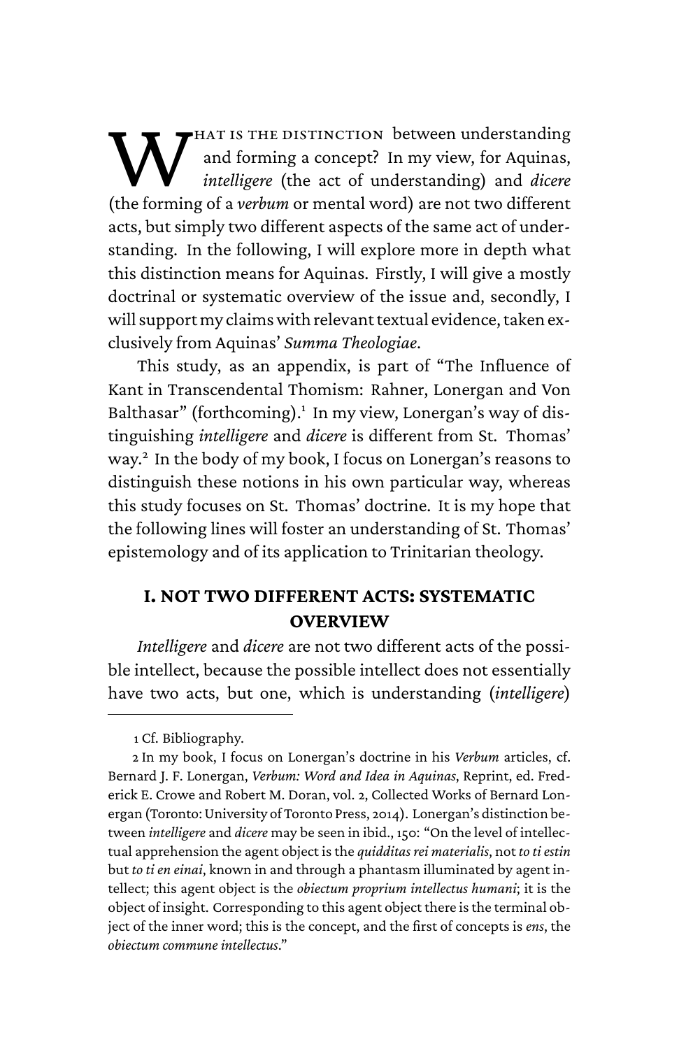What is the distinction between understanding and forming a concept? In my view, for Aquinas, *intelligere* (the act of understanding) and *dicere* (the forming of a *verbum* or mental word) are not two different acts, but simply two different aspects of the same act of understanding. In the following, I will explore more in depth what this distinction means for Aquinas. Firstly, I will give a mostly doctrinal or systematic overview of the issue and, secondly, I will support my claims with relevant textual evidence, taken exclusively from Aquinas' *Summa Theologiae*.

This study, as an appendix, is part of "The Influence of Kant in Transcendental Thomism: Rahner, Lonergan and Von Balthasar" (forthcoming).[1] In my view, Lonergan's way of distinguishing *intelligere* and *dicere* is different from St. Thomas' way.[2] In the body of my book, I focus on Lonergan's reasons to distinguish these notions in his own particular way, whereas this study focuses on St. Thomas' doctrine. It is my hope that the following lines will foster an understanding of St. Thomas' epistemology and of its application to Trinitarian theology.

## I. NOT TWO DIFFERENT ACTS: SYSTEMATIC OVERVIEW

*Intelligere* and *dicere* are not two different acts of the possible intellect, because the possible intellect does not essentially have two acts, but one, which is understanding (*intelligere*)

---

1 Cf. Bibliography.

2 In my book, I focus on Lonergan's doctrine in his *Verbum* articles, cf. Bernard J. F. Lonergan, *Verbum: Word and Idea in Aquinas*, Reprint, ed. Frederick E. Crowe and Robert M. Doran, vol. 2, Collected Works of Bernard Lonergan (Toronto: University of Toronto Press, 2014). Lonergan's distinction between *intelligere* and *dicere* may be seen in ibid., 150: "On the level of intellectual apprehension the agent object is the *quidditas rei materialis*, not *to ti estin* but *to ti en einai*, known in and through a phantasm illuminated by agent intellect; this agent object is the *obiectum proprium intellectus humani*; it is the object of insight. Corresponding to this agent object there is the terminal object of the inner word; this is the concept, and the first of concepts is *ens*, the *obiectum commune intellectus*."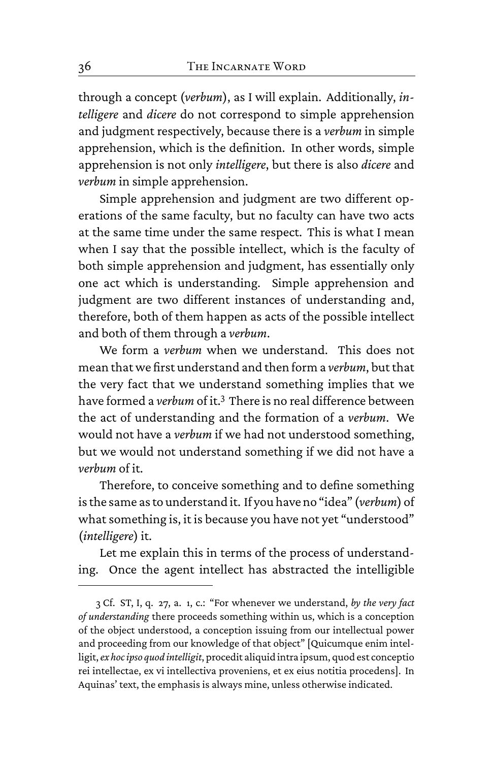through a concept (*verbum*), as I will explain. Additionally, *intelligere* and *dicere* do not correspond to simple apprehension and judgment respectively, because there is a *verbum* in simple apprehension, which is the definition. In other words, simple apprehension is not only *intelligere*, but there is also *dicere* and *verbum* in simple apprehension.

Simple apprehension and judgment are two different operations of the same faculty, but no faculty can have two acts at the same time under the same respect. This is what I mean when I say that the possible intellect, which is the faculty of both simple apprehension and judgment, has essentially only one act which is understanding. Simple apprehension and judgment are two different instances of understanding and, therefore, both of them happen as acts of the possible intellect and both of them through a *verbum*.

We form a *verbum* when we understand. This does not mean that we first understand and then form a *verbum*, but that the very fact that we understand something implies that we have formed a *verbum* of it.[3] There is no real difference between the act of understanding and the formation of a *verbum*. We would not have a *verbum* if we had not understood something, but we would not understand something if we did not have a *verbum* of it.

Therefore, to conceive something and to define something is the same as to understand it. If you have no "idea" (*verbum*) of what something is, it is because you have not yet "understood" (*intelligere*) it.

Let me explain this in terms of the process of understanding. Once the agent intellect has abstracted the intelligible

---

3 Cf. ST, I, q. 27, a. 1, c.: "For whenever we understand, *by the very fact of understanding* there proceeds something within us, which is a conception of the object understood, a conception issuing from our intellectual power and proceeding from our knowledge of that object" [Quicumque enim intelligit, *ex hoc ipso quod intelligit*, procedit aliquid intra ipsum, quod est conceptio rei intellectae, ex vi intellectiva proveniens, et ex eius notitia procedens]. In Aquinas' text, the emphasis is always mine, unless otherwise indicated.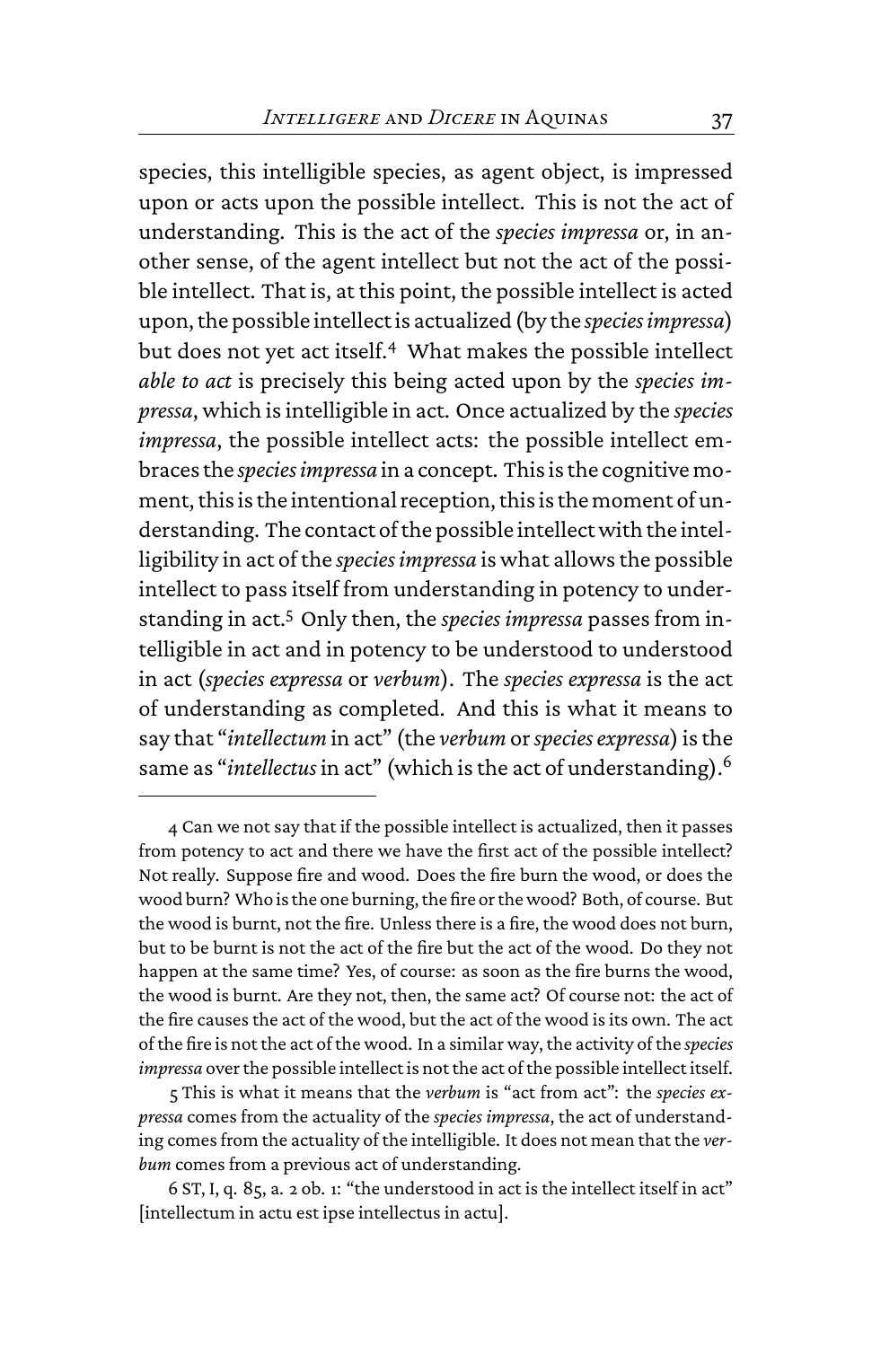species, this intelligible species, as agent object, is impressed upon or acts upon the possible intellect. This is not the act of understanding. This is the act of the *species impressa* or, in another sense, of the agent intellect but not the act of the possible intellect. That is, at this point, the possible intellect is acted upon, the possible intellect is actualized (by the *species impressa*) but does not yet act itself.[4] What makes the possible intellect *able to act* is precisely this being acted upon by the *species impressa*, which is intelligible in act. Once actualized by the *species impressa*, the possible intellect acts: the possible intellect embraces the *species impressa* in a concept. This is the cognitive moment, this is the intentional reception, this is the moment of understanding. The contact of the possible intellect with the intelligibility in act of the *species impressa* is what allows the possible intellect to pass itself from understanding in potency to understanding in act.[5] Only then, the *species impressa* passes from intelligible in act and in potency to be understood to understood in act (*species expressa* or *verbum*). The *species expressa* is the act of understanding as completed. And this is what it means to say that "*intellectum* in act" (the *verbum* or *species expressa*) is the same as "*intellectus* in act" (which is the act of understanding).[6]

---

4 Can we not say that if the possible intellect is actualized, then it passes from potency to act and there we have the first act of the possible intellect? Not really. Suppose fire and wood. Does the fire burn the wood, or does the wood burn? Who is the one burning, the fire or the wood? Both, of course. But the wood is burnt, not the fire. Unless there is a fire, the wood does not burn, but to be burnt is not the act of the fire but the act of the wood. Do they not happen at the same time? Yes, of course: as soon as the fire burns the wood, the wood is burnt. Are they not, then, the same act? Of course not: the act of the fire causes the act of the wood, but the act of the wood is its own. The act of the fire is not the act of the wood. In a similar way, the activity of the *species impressa* over the possible intellect is not the act of the possible intellect itself.

5 This is what it means that the *verbum* is "act from act": the *species expressa* comes from the actuality of the *species impressa*, the act of understanding comes from the actuality of the intelligible. It does not mean that the *verbum* comes from a previous act of understanding.

6 ST, I, q. 85, a. 2 ob. 1: "the understood in act is the intellect itself in act" [intellectum in actu est ipse intellectus in actu].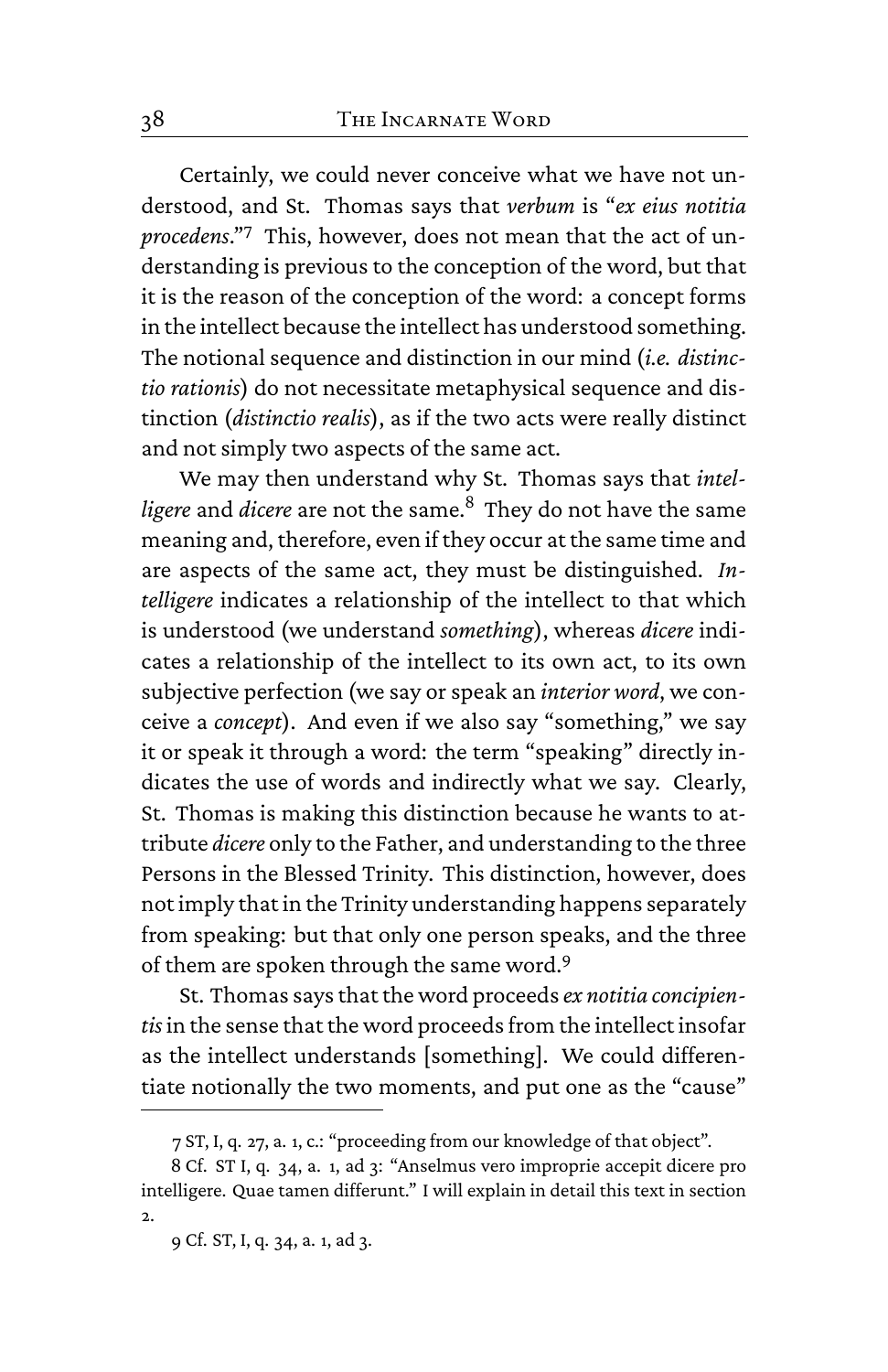Certainly, we could never conceive what we have not understood, and St. Thomas says that *verbum* is "*ex eius notitia procedens*."[7] This, however, does not mean that the act of understanding is previous to the conception of the word, but that it is the reason of the conception of the word: a concept forms in the intellect because the intellect has understood something. The notional sequence and distinction in our mind (*i.e. distinctio rationis*) do not necessitate metaphysical sequence and distinction (*distinctio realis*), as if the two acts were really distinct and not simply two aspects of the same act.

We may then understand why St. Thomas says that *intelligere* and *dicere* are not the same.[8] They do not have the same meaning and, therefore, even if they occur at the same time and are aspects of the same act, they must be distinguished. *Intelligere* indicates a relationship of the intellect to that which is understood (we understand *something*), whereas *dicere* indicates a relationship of the intellect to its own act, to its own subjective perfection (we say or speak an *interior word*, we conceive a *concept*). And even if we also say "something," we say it or speak it through a word: the term "speaking" directly indicates the use of words and indirectly what we say. Clearly, St. Thomas is making this distinction because he wants to attribute *dicere* only to the Father, and understanding to the three Persons in the Blessed Trinity. This distinction, however, does not imply that in the Trinity understanding happens separately from speaking: but that only one person speaks, and the three of them are spoken through the same word.[9]

St. Thomas says that the word proceeds *ex notitia concipientis* in the sense that the word proceeds from the intellect insofar as the intellect understands [something]. We could differentiate notionally the two moments, and put one as the "cause"

---

7 ST, I, q. 27, a. 1, c.: "proceeding from our knowledge of that object".

8 Cf. ST I, q. 34, a. 1, ad 3: "Anselmus vero improprie accepit dicere pro intelligere. Quae tamen differunt." I will explain in detail this text in section 2.

9 Cf. ST, I, q. 34, a. 1, ad 3.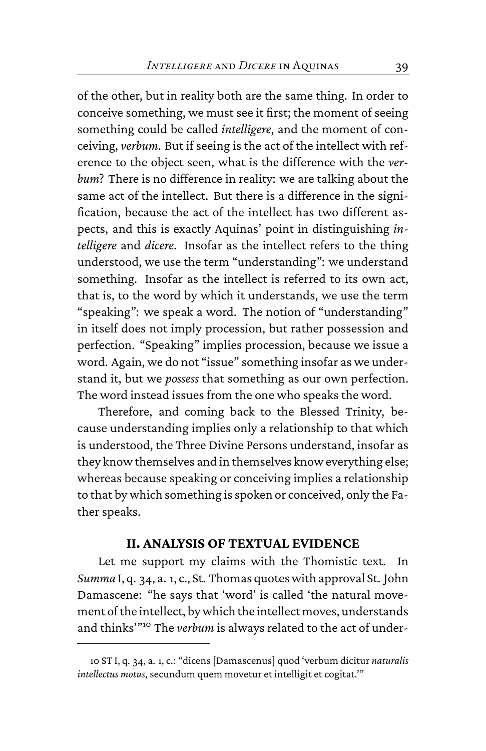of the other, but in reality both are the same thing. In order to conceive something, we must see it first; the moment of seeing something could be called *intelligere*, and the moment of conceiving, *verbum*. But if seeing is the act of the intellect with reference to the object seen, what is the difference with the *verbum*? There is no difference in reality: we are talking about the same act of the intellect. But there is a difference in the signification, because the act of the intellect has two different aspects, and this is exactly Aquinas' point in distinguishing *intelligere* and *dicere*. Insofar as the intellect refers to the thing understood, we use the term "understanding": we understand something. Insofar as the intellect is referred to its own act, that is, to the word by which it understands, we use the term "speaking": we speak a word. The notion of "understanding" in itself does not imply procession, but rather possession and perfection. "Speaking" implies procession, because we issue a word. Again, we do not "issue" something insofar as we understand it, but we *possess* that something as our own perfection. The word instead issues from the one who speaks the word.

Therefore, and coming back to the Blessed Trinity, because understanding implies only a relationship to that which is understood, the Three Divine Persons understand, insofar as they know themselves and in themselves know everything else; whereas because speaking or conceiving implies a relationship to that by which something is spoken or conceived, only the Father speaks.

## II. ANALYSIS OF TEXTUAL EVIDENCE

Let me support my claims with the Thomistic text. In *Summa* I, q. 34, a. 1, c., St. Thomas quotes with approval St. John Damascene: "he says that 'word' is called 'the natural movement of the intellect, by which the intellect moves, understands and thinks'"[10] The *verbum* is always related to the act of under-

---

10 ST I, q. 34, a. 1, c.: "dicens [Damascenus] quod 'verbum dicitur *naturalis intellectus motus*, secundum quem movetur et intelligit et cogitat.'"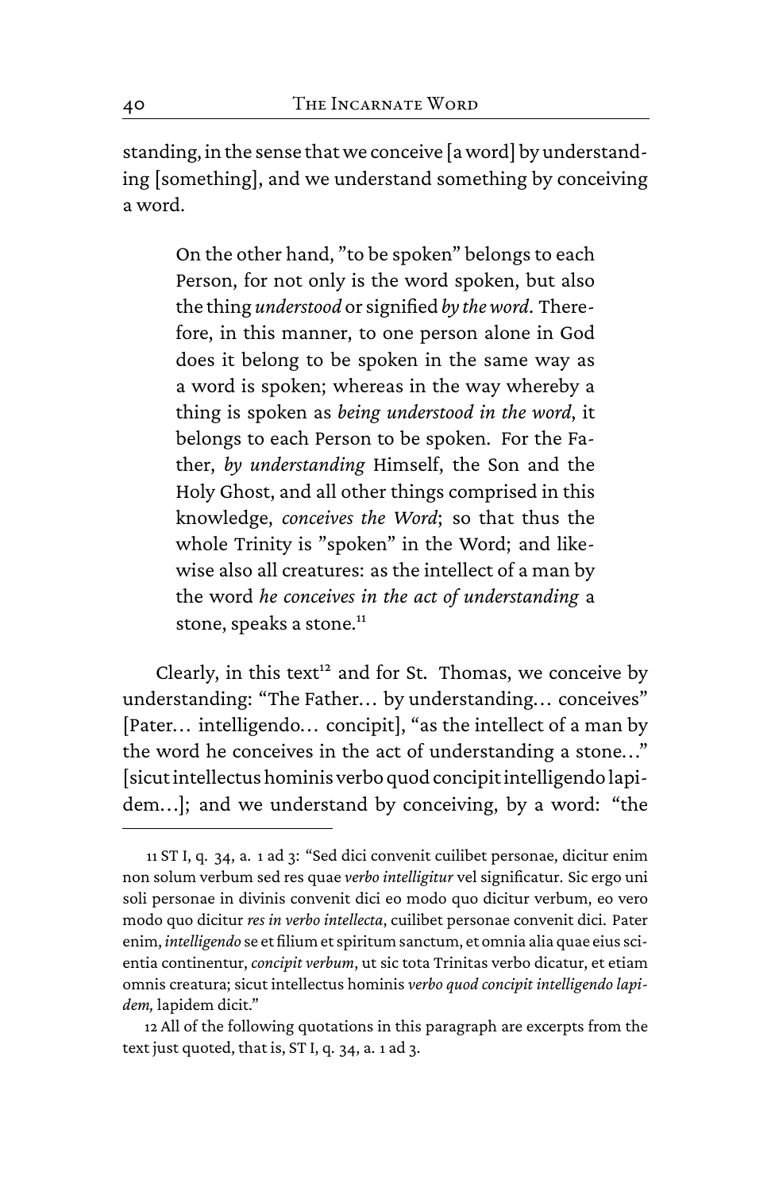standing, in the sense that we conceive [a word] by understanding [something], and we understand something by conceiving a word.

> On the other hand, "to be spoken" belongs to each Person, for not only is the word spoken, but also the thing *understood* or signified *by the word*. Therefore, in this manner, to one person alone in God does it belong to be spoken in the same way as a word is spoken; whereas in the way whereby a thing is spoken as *being understood in the word*, it belongs to each Person to be spoken. For the Father, *by understanding* Himself, the Son and the Holy Ghost, and all other things comprised in this knowledge, *conceives the Word*; so that thus the whole Trinity is "spoken" in the Word; and likewise also all creatures: as the intellect of a man by the word *he conceives in the act of understanding* a stone, speaks a stone.[11]

Clearly, in this text[12] and for St. Thomas, we conceive by understanding: "The Father… by understanding… conceives" [Pater… intelligendo… concipit], "as the intellect of a man by the word he conceives in the act of understanding a stone…" [sicut intellectus hominis verbo quod concipit intelligendo lapidem…]; and we understand by conceiving, by a word: "the

---

11 ST I, q. 34, a. 1 ad 3: "Sed dici convenit cuilibet personae, dicitur enim non solum verbum sed res quae *verbo intelligitur* vel significatur. Sic ergo uni soli personae in divinis convenit dici eo modo quo dicitur verbum, eo vero modo quo dicitur *res in verbo intellecta*, cuilibet personae convenit dici. Pater enim, *intelligendo* se et filium et spiritum sanctum, et omnia alia quae eius scientia continentur, *concipit verbum*, ut sic tota Trinitas verbo dicatur, et etiam omnis creatura; sicut intellectus hominis *verbo quod concipit intelligendo lapidem,* lapidem dicit."

12 All of the following quotations in this paragraph are excerpts from the text just quoted, that is, ST I, q. 34, a. 1 ad 3.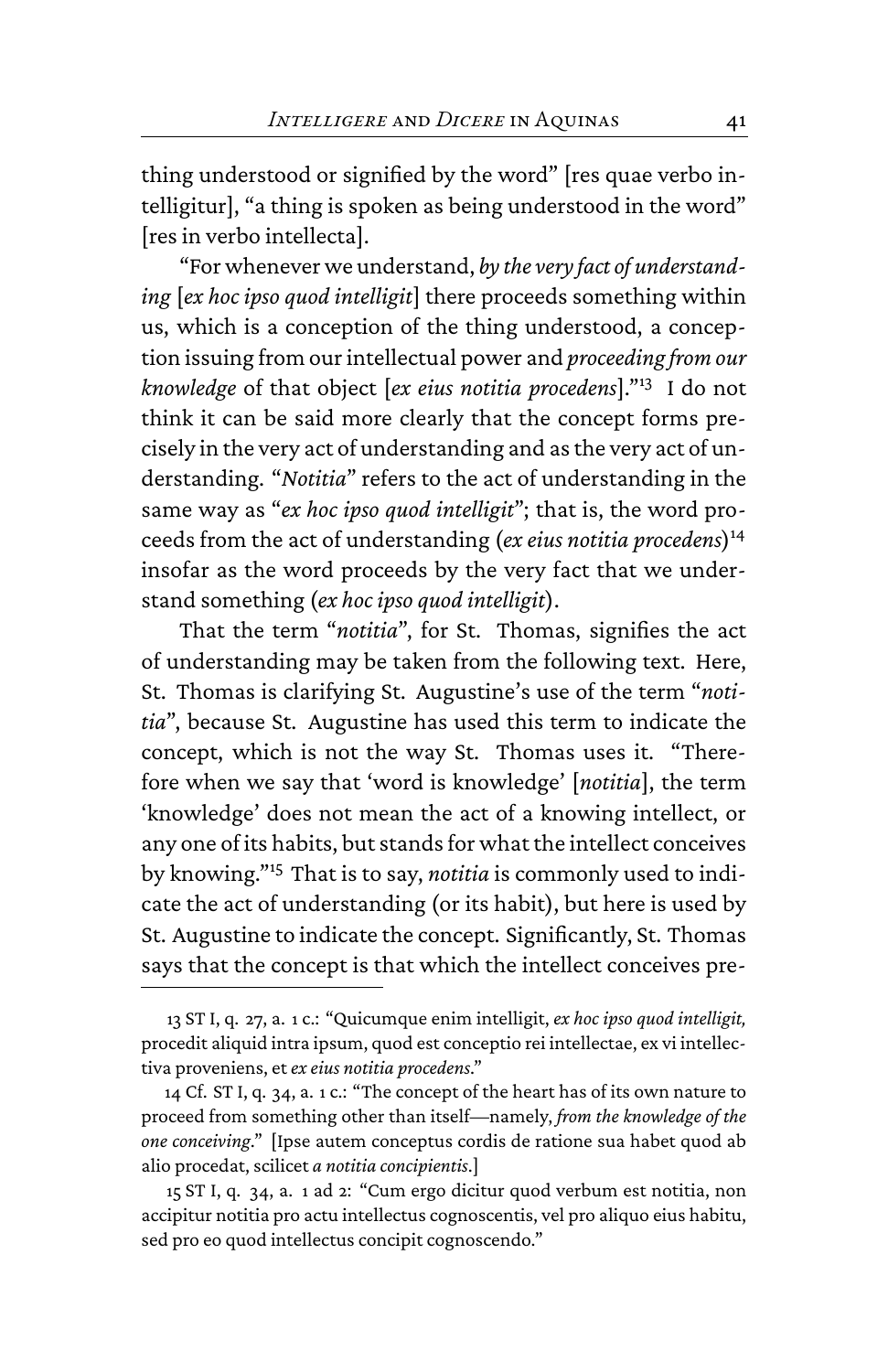thing understood or signified by the word" [res quae verbo intelligitur], "a thing is spoken as being understood in the word" [res in verbo intellecta].

"For whenever we understand, *by the very fact of understanding* [*ex hoc ipso quod intelligit*] there proceeds something within us, which is a conception of the thing understood, a conception issuing from our intellectual power and *proceeding from our knowledge* of that object [*ex eius notitia procedens*]."[13] I do not think it can be said more clearly that the concept forms precisely in the very act of understanding and as the very act of understanding. "*Notitia*" refers to the act of understanding in the same way as "*ex hoc ipso quod intelligit*"; that is, the word proceeds from the act of understanding (*ex eius notitia procedens*)[14] insofar as the word proceeds by the very fact that we understand something (*ex hoc ipso quod intelligit*).

That the term "*notitia*", for St. Thomas, signifies the act of understanding may be taken from the following text. Here, St. Thomas is clarifying St. Augustine's use of the term "*notitia*", because St. Augustine has used this term to indicate the concept, which is not the way St. Thomas uses it. "Therefore when we say that 'word is knowledge' [*notitia*], the term 'knowledge' does not mean the act of a knowing intellect, or any one of its habits, but stands for what the intellect conceives by knowing."[15] That is to say, *notitia* is commonly used to indicate the act of understanding (or its habit), but here is used by St. Augustine to indicate the concept. Significantly, St. Thomas says that the concept is that which the intellect conceives pre-

---

13 ST I, q. 27, a. 1 c.: "Quicumque enim intelligit, *ex hoc ipso quod intelligit,* procedit aliquid intra ipsum, quod est conceptio rei intellectae, ex vi intellectiva proveniens, et *ex eius notitia procedens*."

14 Cf. ST I, q. 34, a. 1 c.: "The concept of the heart has of its own nature to proceed from something other than itself—namely, *from the knowledge of the one conceiving*." [Ipse autem conceptus cordis de ratione sua habet quod ab alio procedat, scilicet *a notitia concipientis*.]

15 ST I, q. 34, a. 1 ad 2: "Cum ergo dicitur quod verbum est notitia, non accipitur notitia pro actu intellectus cognoscentis, vel pro aliquo eius habitu, sed pro eo quod intellectus concipit cognoscendo."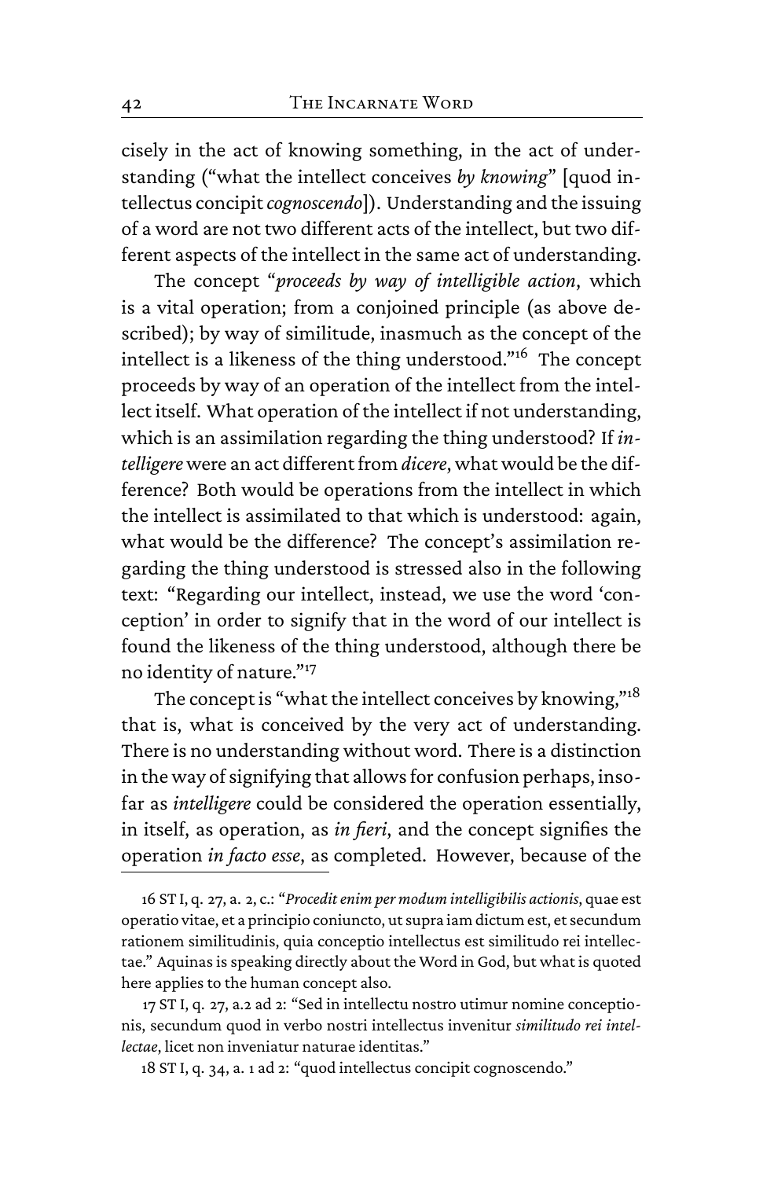cisely in the act of knowing something, in the act of understanding ("what the intellect conceives *by knowing*" [quod intellectus concipit *cognoscendo*]). Understanding and the issuing of a word are not two different acts of the intellect, but two different aspects of the intellect in the same act of understanding.

The concept "*proceeds by way of intelligible action*, which is a vital operation; from a conjoined principle (as above described); by way of similitude, inasmuch as the concept of the intellect is a likeness of the thing understood."[16] The concept proceeds by way of an operation of the intellect from the intellect itself. What operation of the intellect if not understanding, which is an assimilation regarding the thing understood? If *intelligere* were an act different from *dicere*, what would be the difference? Both would be operations from the intellect in which the intellect is assimilated to that which is understood: again, what would be the difference? The concept's assimilation regarding the thing understood is stressed also in the following text: "Regarding our intellect, instead, we use the word 'conception' in order to signify that in the word of our intellect is found the likeness of the thing understood, although there be no identity of nature."[17]

The concept is "what the intellect conceives by knowing,"[18] that is, what is conceived by the very act of understanding. There is no understanding without word. There is a distinction in the way of signifying that allows for confusion perhaps, insofar as *intelligere* could be considered the operation essentially, in itself, as operation, as *in fieri*, and the concept signifies the operation *in facto esse*, as completed. However, because of the

---

16 ST I, q. 27, a. 2, c.: "*Procedit enim per modum intelligibilis actionis*, quae est operatio vitae, et a principio coniuncto, ut supra iam dictum est, et secundum rationem similitudinis, quia conceptio intellectus est similitudo rei intellectae." Aquinas is speaking directly about the Word in God, but what is quoted here applies to the human concept also.

17 ST I, q. 27, a.2 ad 2: "Sed in intellectu nostro utimur nomine conceptionis, secundum quod in verbo nostri intellectus invenitur *similitudo rei intellectae*, licet non inveniatur naturae identitas."

18 ST I, q. 34, a. 1 ad 2: "quod intellectus concipit cognoscendo."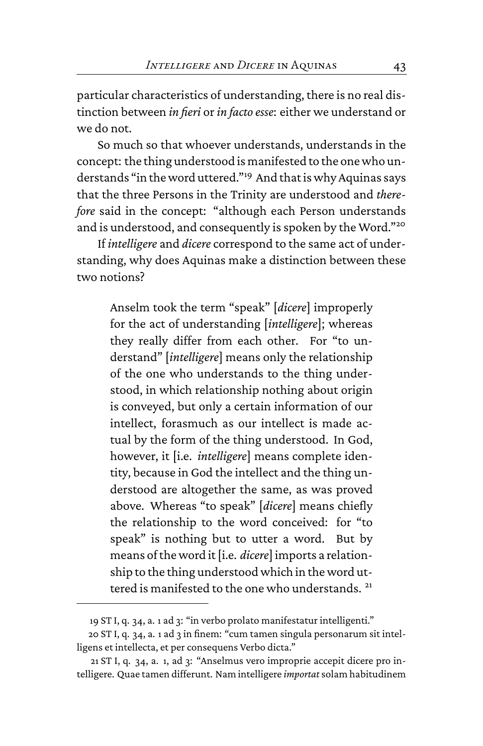particular characteristics of understanding, there is no real distinction between *in fieri* or *in facto esse*: either we understand or we do not.

So much so that whoever understands, understands in the concept: the thing understood is manifested to the one who understands "in the word uttered."[19] And that is why Aquinas says that the three Persons in the Trinity are understood and *therefore* said in the concept: "although each Person understands and is understood, and consequently is spoken by the Word."[20]

If *intelligere* and *dicere* correspond to the same act of understanding, why does Aquinas make a distinction between these two notions?

> Anselm took the term "speak" [*dicere*] improperly for the act of understanding [*intelligere*]; whereas they really differ from each other. For "to understand" [*intelligere*] means only the relationship of the one who understands to the thing understood, in which relationship nothing about origin is conveyed, but only a certain information of our intellect, forasmuch as our intellect is made actual by the form of the thing understood. In God, however, it [i.e. *intelligere*] means complete identity, because in God the intellect and the thing understood are altogether the same, as was proved above. Whereas "to speak" [*dicere*] means chiefly the relationship to the word conceived: for "to speak" is nothing but to utter a word. But by means of the word it [i.e. *dicere*] imports a relationship to the thing understood which in the word uttered is manifested to the one who understands. [21]

---

19 ST I, q. 34, a. 1 ad 3: "in verbo prolato manifestatur intelligenti."

20 ST I, q. 34, a. 1 ad 3 in finem: "cum tamen singula personarum sit intelligens et intellecta, et per consequens Verbo dicta."

21 ST I, q. 34, a. 1, ad 3: "Anselmus vero improprie accepit dicere pro intelligere. Quae tamen differunt. Nam intelligere *importat* solam habitudinem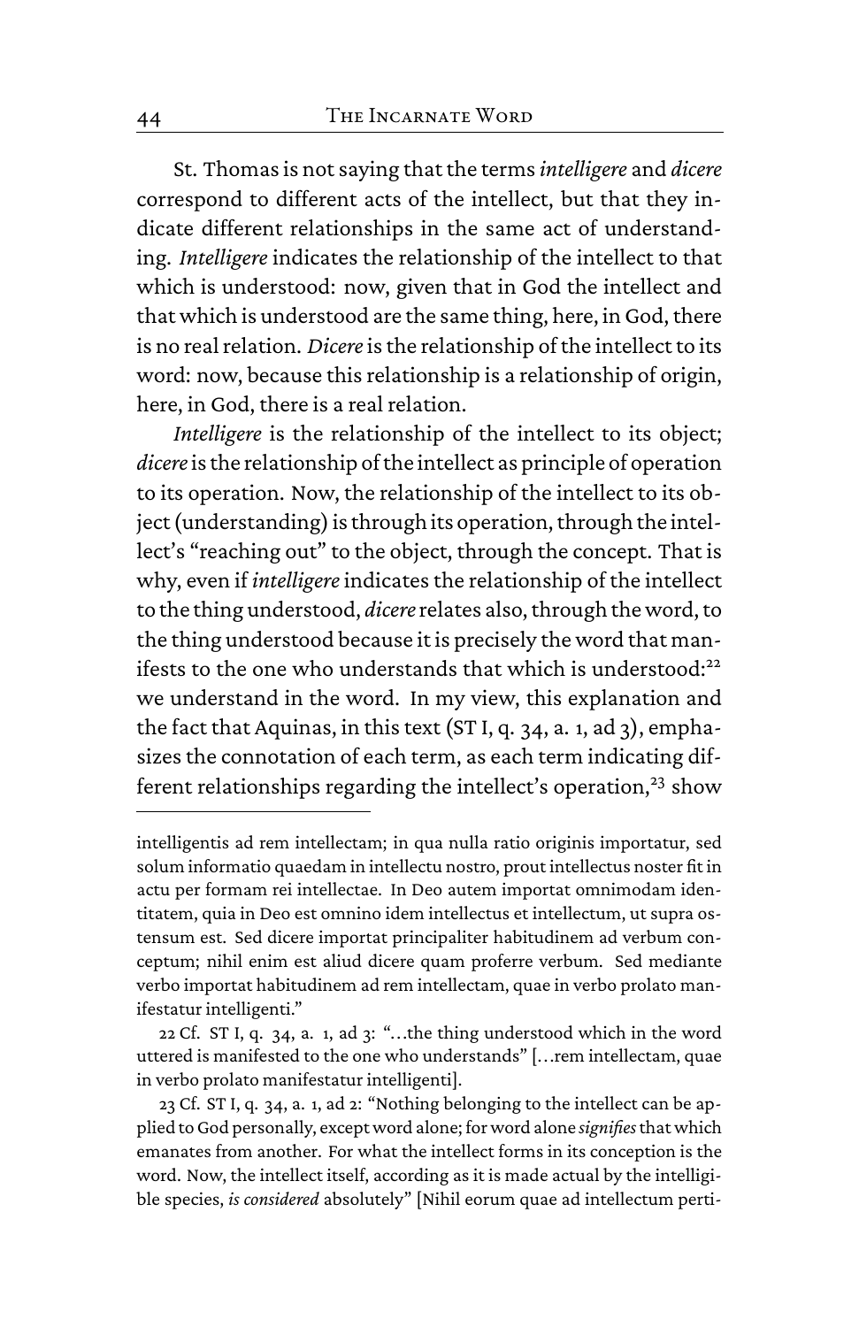St. Thomas is not saying that the terms *intelligere* and *dicere* correspond to different acts of the intellect, but that they indicate different relationships in the same act of understanding. *Intelligere* indicates the relationship of the intellect to that which is understood: now, given that in God the intellect and that which is understood are the same thing, here, in God, there is no real relation. *Dicere* is the relationship of the intellect to its word: now, because this relationship is a relationship of origin, here, in God, there is a real relation.

*Intelligere* is the relationship of the intellect to its object; *dicere* is the relationship of the intellect as principle of operation to its operation. Now, the relationship of the intellect to its object (understanding) is through its operation, through the intellect's "reaching out" to the object, through the concept. That is why, even if *intelligere* indicates the relationship of the intellect to the thing understood, *dicere* relates also, through the word, to the thing understood because it is precisely the word that manifests to the one who understands that which is understood:[22] we understand in the word. In my view, this explanation and the fact that Aquinas, in this text (ST I, q. 34, a. 1, ad 3), emphasizes the connotation of each term, as each term indicating different relationships regarding the intellect's operation,[23] show

---

intelligentis ad rem intellectam; in qua nulla ratio originis importatur, sed solum informatio quaedam in intellectu nostro, prout intellectus noster fit in actu per formam rei intellectae. In Deo autem importat omnimodam identitatem, quia in Deo est omnino idem intellectus et intellectum, ut supra ostensum est. Sed dicere importat principaliter habitudinem ad verbum conceptum; nihil enim est aliud dicere quam proferre verbum. Sed mediante verbo importat habitudinem ad rem intellectam, quae in verbo prolato manifestatur intelligenti."

22 Cf. ST I, q. 34, a. 1, ad 3: "…the thing understood which in the word uttered is manifested to the one who understands" […rem intellectam, quae in verbo prolato manifestatur intelligenti].

23 Cf. ST I, q. 34, a. 1, ad 2: "Nothing belonging to the intellect can be applied to God personally, except word alone; for word alone *signifies* that which emanates from another. For what the intellect forms in its conception is the word. Now, the intellect itself, according as it is made actual by the intelligible species, *is considered* absolutely" [Nihil eorum quae ad intellectum perti-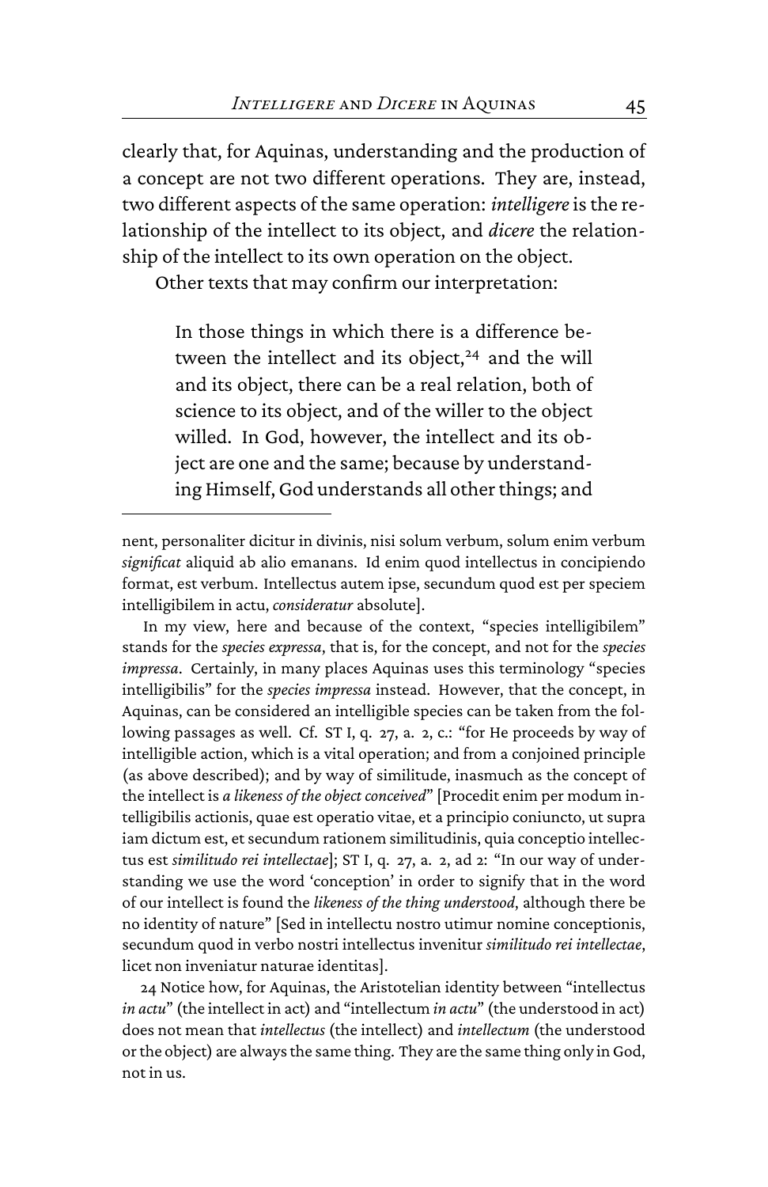clearly that, for Aquinas, understanding and the production of a concept are not two different operations. They are, instead, two different aspects of the same operation: *intelligere* is the relationship of the intellect to its object, and *dicere* the relationship of the intellect to its own operation on the object.

Other texts that may confirm our interpretation:

> In those things in which there is a difference between the intellect and its object,[24] and the will and its object, there can be a real relation, both of science to its object, and of the willer to the object willed. In God, however, the intellect and its object are one and the same; because by understanding Himself, God understands all other things; and

---

nent, personaliter dicitur in divinis, nisi solum verbum, solum enim verbum *significat* aliquid ab alio emanans. Id enim quod intellectus in concipiendo format, est verbum. Intellectus autem ipse, secundum quod est per speciem intelligibilem in actu, *consideratur* absolute].

In my view, here and because of the context, "species intelligibilem" stands for the *species expressa*, that is, for the concept, and not for the *species impressa*. Certainly, in many places Aquinas uses this terminology "species intelligibilis" for the *species impressa* instead. However, that the concept, in Aquinas, can be considered an intelligible species can be taken from the following passages as well. Cf. ST I, q. 27, a. 2, c.: "for He proceeds by way of intelligible action, which is a vital operation; and from a conjoined principle (as above described); and by way of similitude, inasmuch as the concept of the intellect is *a likeness of the object conceived*" [Procedit enim per modum intelligibilis actionis, quae est operatio vitae, et a principio coniuncto, ut supra iam dictum est, et secundum rationem similitudinis, quia conceptio intellectus est *similitudo rei intellectae*]; ST I, q. 27, a. 2, ad 2: "In our way of understanding we use the word 'conception' in order to signify that in the word of our intellect is found the *likeness of the thing understood*, although there be no identity of nature" [Sed in intellectu nostro utimur nomine conceptionis, secundum quod in verbo nostri intellectus invenitur *similitudo rei intellectae*, licet non inveniatur naturae identitas].

24 Notice how, for Aquinas, the Aristotelian identity between "intellectus *in actu*" (the intellect in act) and "intellectum *in actu*" (the understood in act) does not mean that *intellectus* (the intellect) and *intellectum* (the understood or the object) are always the same thing. They are the same thing only in God, not in us.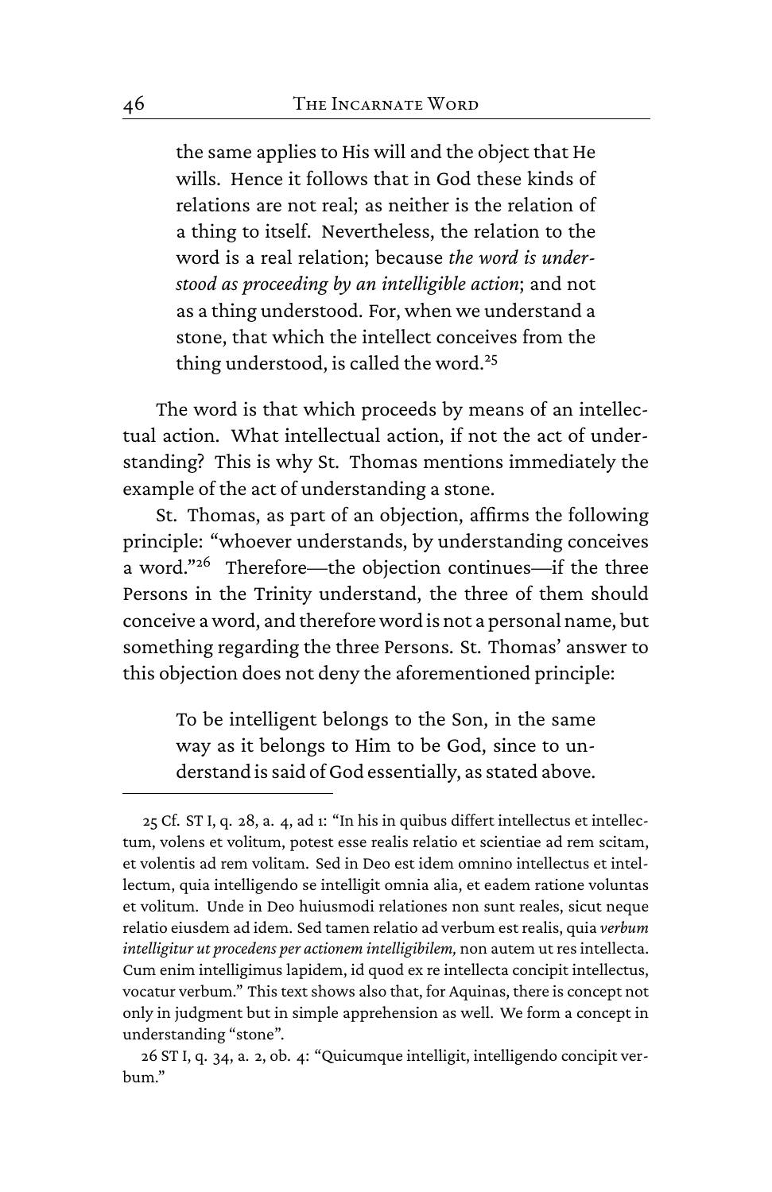> the same applies to His will and the object that He wills. Hence it follows that in God these kinds of relations are not real; as neither is the relation of a thing to itself. Nevertheless, the relation to the word is a real relation; because *the word is understood as proceeding by an intelligible action*; and not as a thing understood. For, when we understand a stone, that which the intellect conceives from the thing understood, is called the word.[25]

The word is that which proceeds by means of an intellectual action. What intellectual action, if not the act of understanding? This is why St. Thomas mentions immediately the example of the act of understanding a stone.

St. Thomas, as part of an objection, affirms the following principle: "whoever understands, by understanding conceives a word."[26] Therefore—the objection continues—if the three Persons in the Trinity understand, the three of them should conceive a word, and therefore word is not a personal name, but something regarding the three Persons. St. Thomas' answer to this objection does not deny the aforementioned principle:

> To be intelligent belongs to the Son, in the same way as it belongs to Him to be God, since to understand is said of God essentially, as stated above.

---

25 Cf. ST I, q. 28, a. 4, ad 1: "In his in quibus differt intellectus et intellectum, volens et volitum, potest esse realis relatio et scientiae ad rem scitam, et volentis ad rem volitam. Sed in Deo est idem omnino intellectus et intellectum, quia intelligendo se intelligit omnia alia, et eadem ratione voluntas et volitum. Unde in Deo huiusmodi relationes non sunt reales, sicut neque relatio eiusdem ad idem. Sed tamen relatio ad verbum est realis, quia *verbum intelligitur ut procedens per actionem intelligibilem,* non autem ut res intellecta. Cum enim intelligimus lapidem, id quod ex re intellecta concipit intellectus, vocatur verbum." This text shows also that, for Aquinas, there is concept not only in judgment but in simple apprehension as well. We form a concept in understanding "stone".

26 ST I, q. 34, a. 2, ob. 4: "Quicumque intelligit, intelligendo concipit verbum."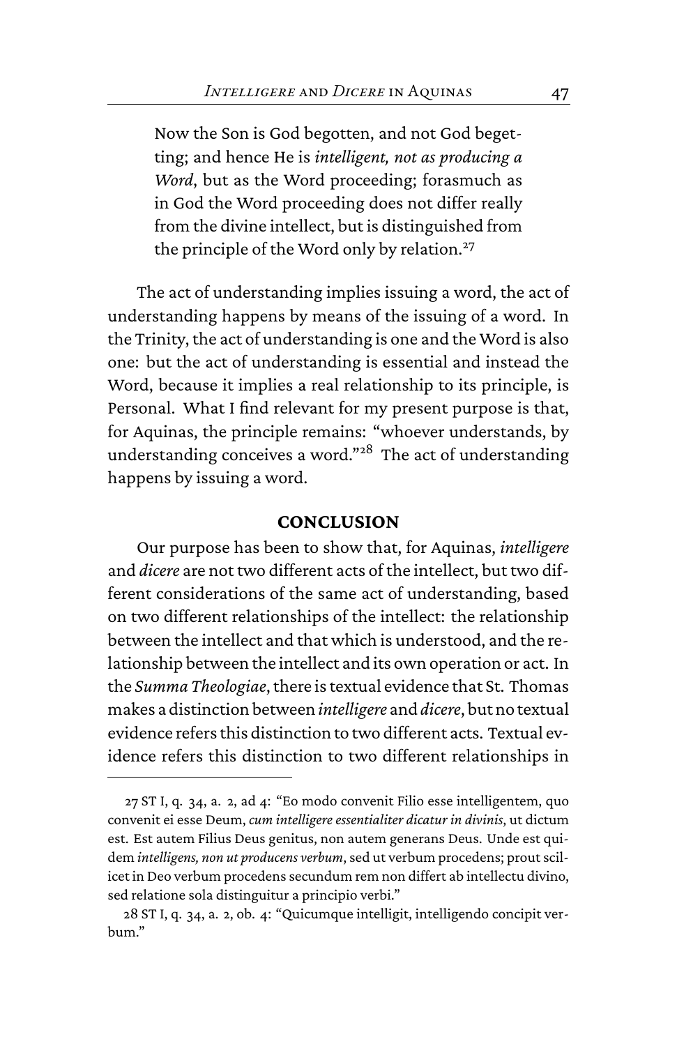> Now the Son is God begotten, and not God begetting; and hence He is *intelligent, not as producing a Word*, but as the Word proceeding; forasmuch as in God the Word proceeding does not differ really from the divine intellect, but is distinguished from the principle of the Word only by relation.[27]

The act of understanding implies issuing a word, the act of understanding happens by means of the issuing of a word. In the Trinity, the act of understanding is one and the Word is also one: but the act of understanding is essential and instead the Word, because it implies a real relationship to its principle, is Personal. What I find relevant for my present purpose is that, for Aquinas, the principle remains: "whoever understands, by understanding conceives a word."[28] The act of understanding happens by issuing a word.

## CONCLUSION

Our purpose has been to show that, for Aquinas, *intelligere* and *dicere* are not two different acts of the intellect, but two different considerations of the same act of understanding, based on two different relationships of the intellect: the relationship between the intellect and that which is understood, and the relationship between the intellect and its own operation or act. In the *Summa Theologiae*, there is textual evidence that St. Thomas makes a distinction between *intelligere* and *dicere*, but no textual evidence refers this distinction to two different acts. Textual evidence refers this distinction to two different relationships in

---

27 ST I, q. 34, a. 2, ad 4: "Eo modo convenit Filio esse intelligentem, quo convenit ei esse Deum, *cum intelligere essentialiter dicatur in divinis*, ut dictum est. Est autem Filius Deus genitus, non autem generans Deus. Unde est quidem *intelligens, non ut producens verbum*, sed ut verbum procedens; prout scilicet in Deo verbum procedens secundum rem non differt ab intellectu divino, sed relatione sola distinguitur a principio verbi."

28 ST I, q. 34, a. 2, ob. 4: "Quicumque intelligit, intelligendo concipit verbum."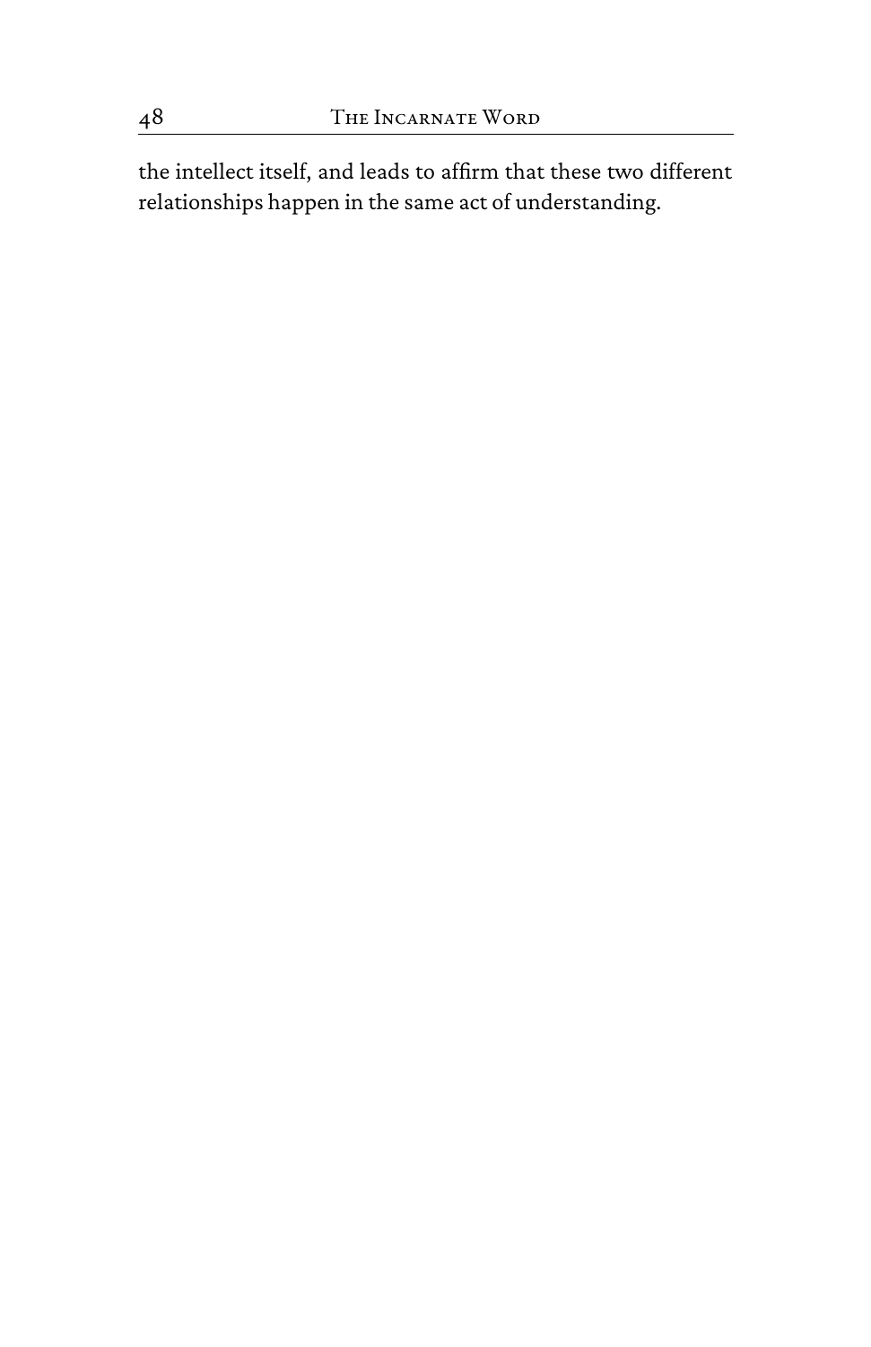the intellect itself, and leads to affirm that these two different relationships happen in the same act of understanding.